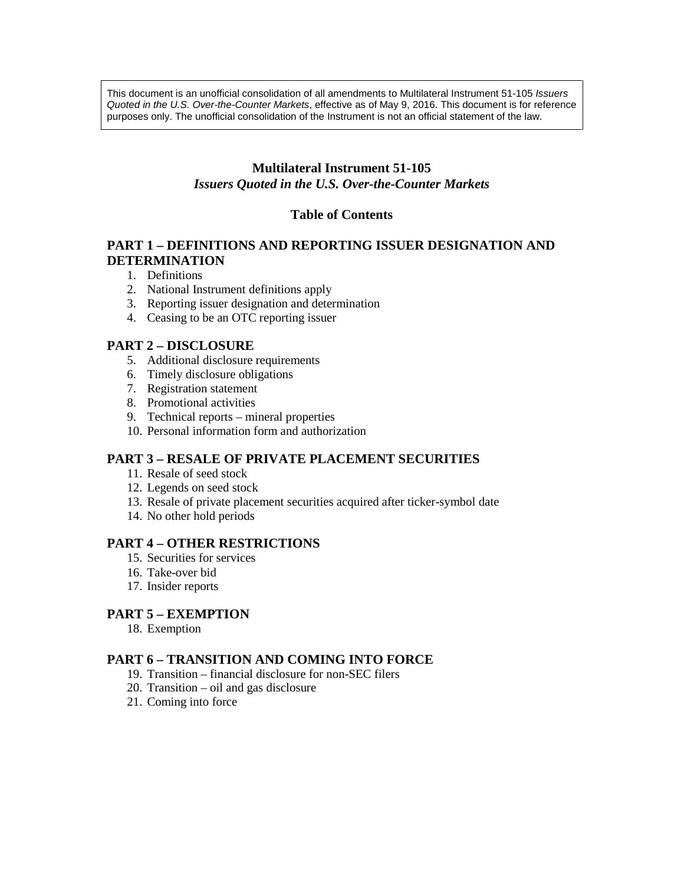This document is an unofficial consolidation of all amendments to Multilateral Instrument 51-105 *Issuers Quoted in the U.S. Over-the-Counter Markets*, effective as of May 9, 2016. This document is for reference purposes only. The unofficial consolidation of the Instrument is not an official statement of the law.

# Multilateral Instrument 51-105
# *Issuers Quoted in the U.S. Over-the-Counter Markets*

## Table of Contents

### PART 1 – DEFINITIONS AND REPORTING ISSUER DESIGNATION AND DETERMINATION

1. Definitions
2. National Instrument definitions apply
3. Reporting issuer designation and determination
4. Ceasing to be an OTC reporting issuer

### PART 2 – DISCLOSURE

5. Additional disclosure requirements
6. Timely disclosure obligations
7. Registration statement
8. Promotional activities
9. Technical reports – mineral properties
10. Personal information form and authorization

### PART 3 – RESALE OF PRIVATE PLACEMENT SECURITIES

11. Resale of seed stock
12. Legends on seed stock
13. Resale of private placement securities acquired after ticker-symbol date
14. No other hold periods

### PART 4 – OTHER RESTRICTIONS

15. Securities for services
16. Take-over bid
17. Insider reports

### PART 5 – EXEMPTION

18. Exemption

### PART 6 – TRANSITION AND COMING INTO FORCE

19. Transition – financial disclosure for non-SEC filers
20. Transition – oil and gas disclosure
21. Coming into force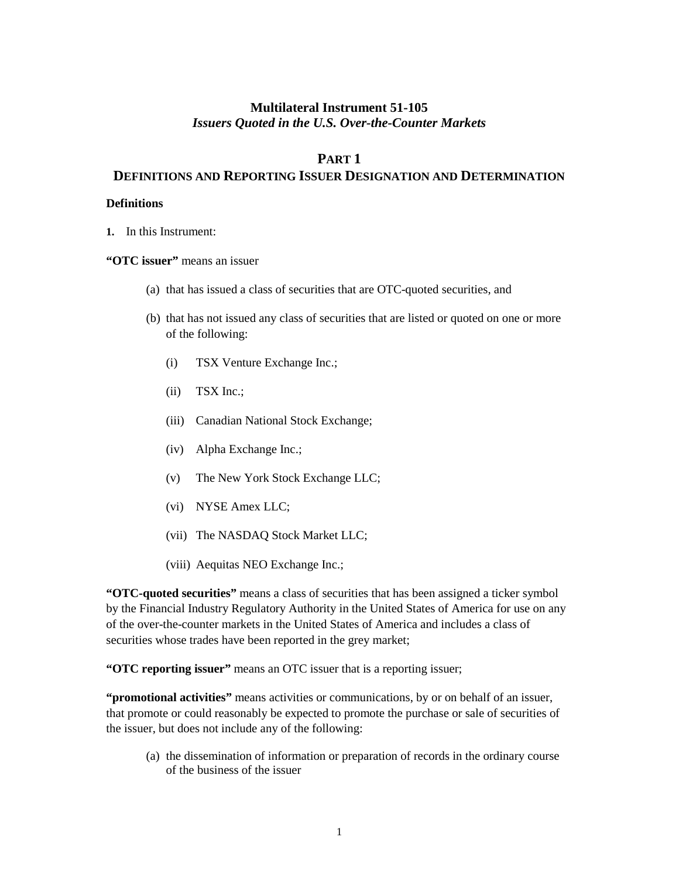# Multilateral Instrument 51-105
## *Issuers Quoted in the U.S. Over-the-Counter Markets*

## PART 1
## DEFINITIONS AND REPORTING ISSUER DESIGNATION AND DETERMINATION

### Definitions

**1.** In this Instrument:

**"OTC issuer"** means an issuer

(a) that has issued a class of securities that are OTC-quoted securities, and

(b) that has not issued any class of securities that are listed or quoted on one or more of the following:

(i) TSX Venture Exchange Inc.;

(ii) TSX Inc.;

(iii) Canadian National Stock Exchange;

(iv) Alpha Exchange Inc.;

(v) The New York Stock Exchange LLC;

(vi) NYSE Amex LLC;

(vii) The NASDAQ Stock Market LLC;

(viii) Aequitas NEO Exchange Inc.;

**"OTC-quoted securities"** means a class of securities that has been assigned a ticker symbol by the Financial Industry Regulatory Authority in the United States of America for use on any of the over-the-counter markets in the United States of America and includes a class of securities whose trades have been reported in the grey market;

**"OTC reporting issuer"** means an OTC issuer that is a reporting issuer;

**"promotional activities"** means activities or communications, by or on behalf of an issuer, that promote or could reasonably be expected to promote the purchase or sale of securities of the issuer, but does not include any of the following:

(a) the dissemination of information or preparation of records in the ordinary course of the business of the issuer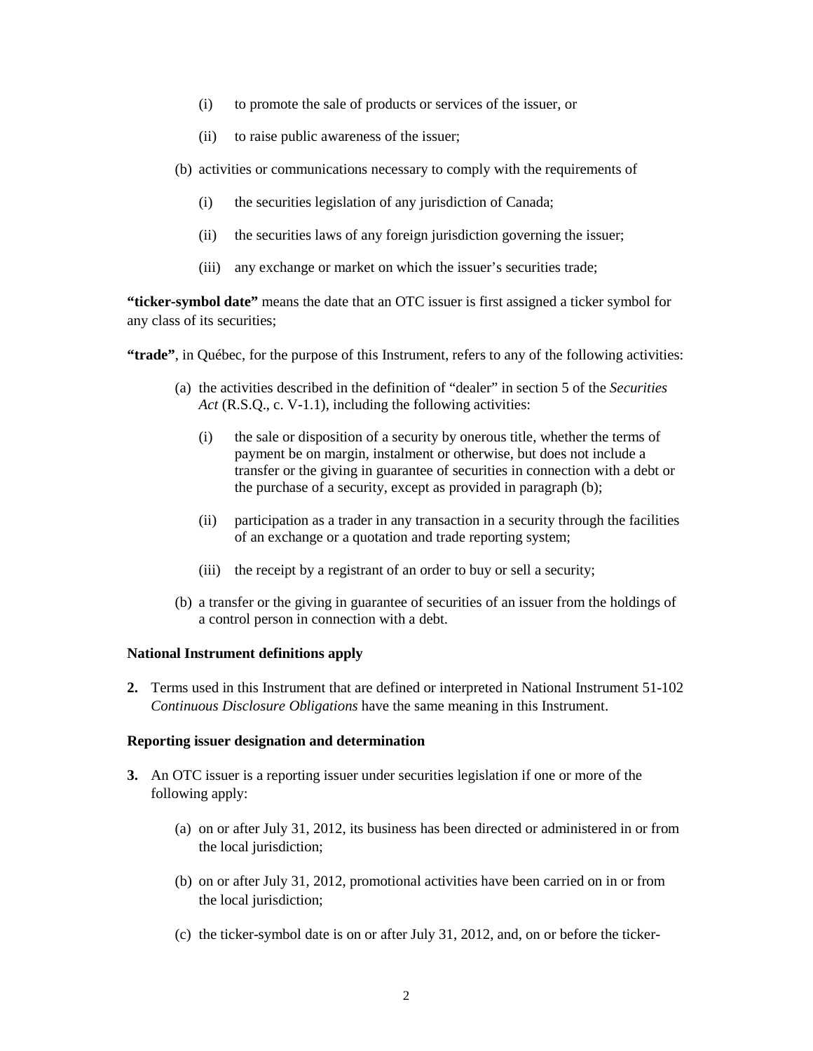- (i) to promote the sale of products or services of the issuer, or
   - (ii) to raise public awareness of the issuer;

- (b) activities or communications necessary to comply with the requirements of
   - (i) the securities legislation of any jurisdiction of Canada;
   - (ii) the securities laws of any foreign jurisdiction governing the issuer;
   - (iii) any exchange or market on which the issuer's securities trade;

**"ticker-symbol date"** means the date that an OTC issuer is first assigned a ticker symbol for any class of its securities;

**"trade"**, in Québec, for the purpose of this Instrument, refers to any of the following activities:

- (a) the activities described in the definition of "dealer" in section 5 of the *Securities Act* (R.S.Q., c. V-1.1), including the following activities:
   - (i) the sale or disposition of a security by onerous title, whether the terms of payment be on margin, instalment or otherwise, but does not include a transfer or the giving in guarantee of securities in connection with a debt or the purchase of a security, except as provided in paragraph (b);
   - (ii) participation as a trader in any transaction in a security through the facilities of an exchange or a quotation and trade reporting system;
   - (iii) the receipt by a registrant of an order to buy or sell a security;
- (b) a transfer or the giving in guarantee of securities of an issuer from the holdings of a control person in connection with a debt.

**National Instrument definitions apply**

**2.** Terms used in this Instrument that are defined or interpreted in National Instrument 51-102 *Continuous Disclosure Obligations* have the same meaning in this Instrument.

**Reporting issuer designation and determination**

**3.** An OTC issuer is a reporting issuer under securities legislation if one or more of the following apply:

- (a) on or after July 31, 2012, its business has been directed or administered in or from the local jurisdiction;
- (b) on or after July 31, 2012, promotional activities have been carried on in or from the local jurisdiction;
- (c) the ticker-symbol date is on or after July 31, 2012, and, on or before the ticker-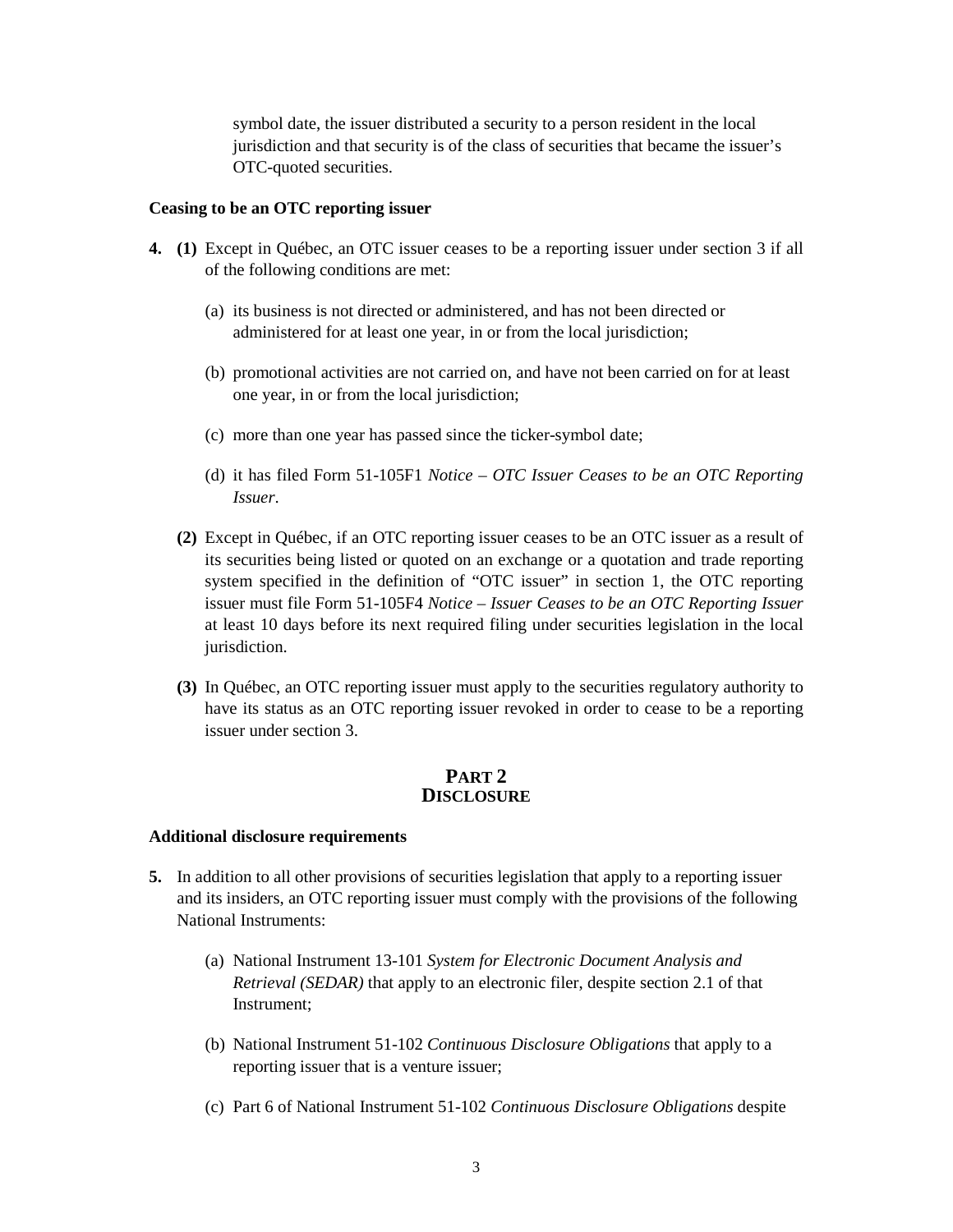symbol date, the issuer distributed a security to a person resident in the local jurisdiction and that security is of the class of securities that became the issuer's OTC-quoted securities.

**Ceasing to be an OTC reporting issuer**

**4.** **(1)** Except in Québec, an OTC issuer ceases to be a reporting issuer under section 3 if all of the following conditions are met:

(a) its business is not directed or administered, and has not been directed or administered for at least one year, in or from the local jurisdiction;

(b) promotional activities are not carried on, and have not been carried on for at least one year, in or from the local jurisdiction;

(c) more than one year has passed since the ticker-symbol date;

(d) it has filed Form 51-105F1 *Notice – OTC Issuer Ceases to be an OTC Reporting Issuer*.

**(2)** Except in Québec, if an OTC reporting issuer ceases to be an OTC issuer as a result of its securities being listed or quoted on an exchange or a quotation and trade reporting system specified in the definition of "OTC issuer" in section 1, the OTC reporting issuer must file Form 51-105F4 *Notice – Issuer Ceases to be an OTC Reporting Issuer* at least 10 days before its next required filing under securities legislation in the local jurisdiction.

**(3)** In Québec, an OTC reporting issuer must apply to the securities regulatory authority to have its status as an OTC reporting issuer revoked in order to cease to be a reporting issuer under section 3.

## PART 2
## DISCLOSURE

**Additional disclosure requirements**

**5.** In addition to all other provisions of securities legislation that apply to a reporting issuer and its insiders, an OTC reporting issuer must comply with the provisions of the following National Instruments:

(a) National Instrument 13-101 *System for Electronic Document Analysis and Retrieval (SEDAR)* that apply to an electronic filer, despite section 2.1 of that Instrument;

(b) National Instrument 51-102 *Continuous Disclosure Obligations* that apply to a reporting issuer that is a venture issuer;

(c) Part 6 of National Instrument 51-102 *Continuous Disclosure Obligations* despite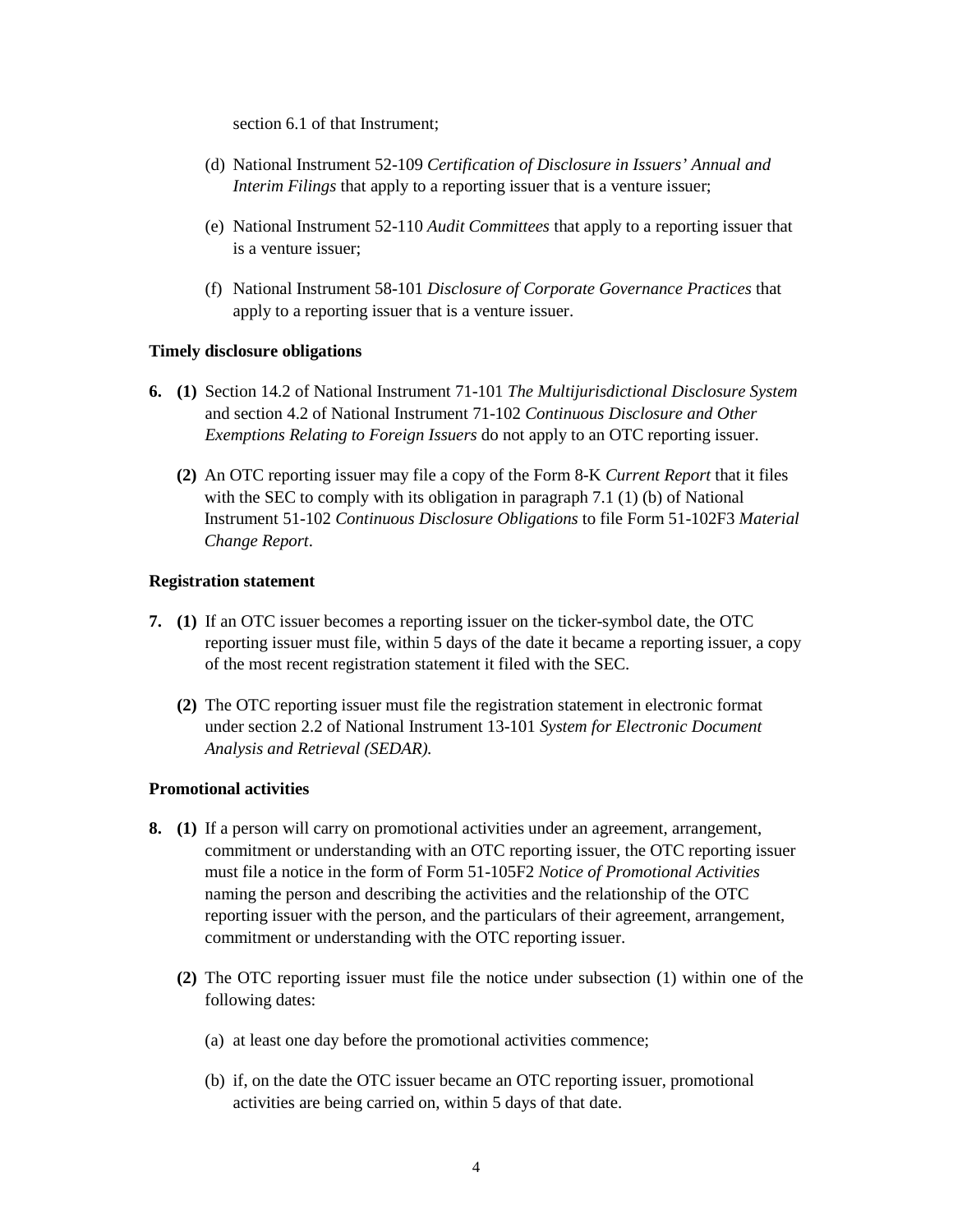section 6.1 of that Instrument;

(d) National Instrument 52-109 *Certification of Disclosure in Issuers' Annual and Interim Filings* that apply to a reporting issuer that is a venture issuer;

(e) National Instrument 52-110 *Audit Committees* that apply to a reporting issuer that is a venture issuer;

(f) National Instrument 58-101 *Disclosure of Corporate Governance Practices* that apply to a reporting issuer that is a venture issuer.

**Timely disclosure obligations**

**6. (1)** Section 14.2 of National Instrument 71-101 *The Multijurisdictional Disclosure System* and section 4.2 of National Instrument 71-102 *Continuous Disclosure and Other Exemptions Relating to Foreign Issuers* do not apply to an OTC reporting issuer.

**(2)** An OTC reporting issuer may file a copy of the Form 8-K *Current Report* that it files with the SEC to comply with its obligation in paragraph 7.1 (1) (b) of National Instrument 51-102 *Continuous Disclosure Obligations* to file Form 51-102F3 *Material Change Report*.

**Registration statement**

**7. (1)** If an OTC issuer becomes a reporting issuer on the ticker-symbol date, the OTC reporting issuer must file, within 5 days of the date it became a reporting issuer, a copy of the most recent registration statement it filed with the SEC.

**(2)** The OTC reporting issuer must file the registration statement in electronic format under section 2.2 of National Instrument 13-101 *System for Electronic Document Analysis and Retrieval (SEDAR).*

**Promotional activities**

**8. (1)** If a person will carry on promotional activities under an agreement, arrangement, commitment or understanding with an OTC reporting issuer, the OTC reporting issuer must file a notice in the form of Form 51-105F2 *Notice of Promotional Activities* naming the person and describing the activities and the relationship of the OTC reporting issuer with the person, and the particulars of their agreement, arrangement, commitment or understanding with the OTC reporting issuer.

**(2)** The OTC reporting issuer must file the notice under subsection (1) within one of the following dates:

(a) at least one day before the promotional activities commence;

(b) if, on the date the OTC issuer became an OTC reporting issuer, promotional activities are being carried on, within 5 days of that date.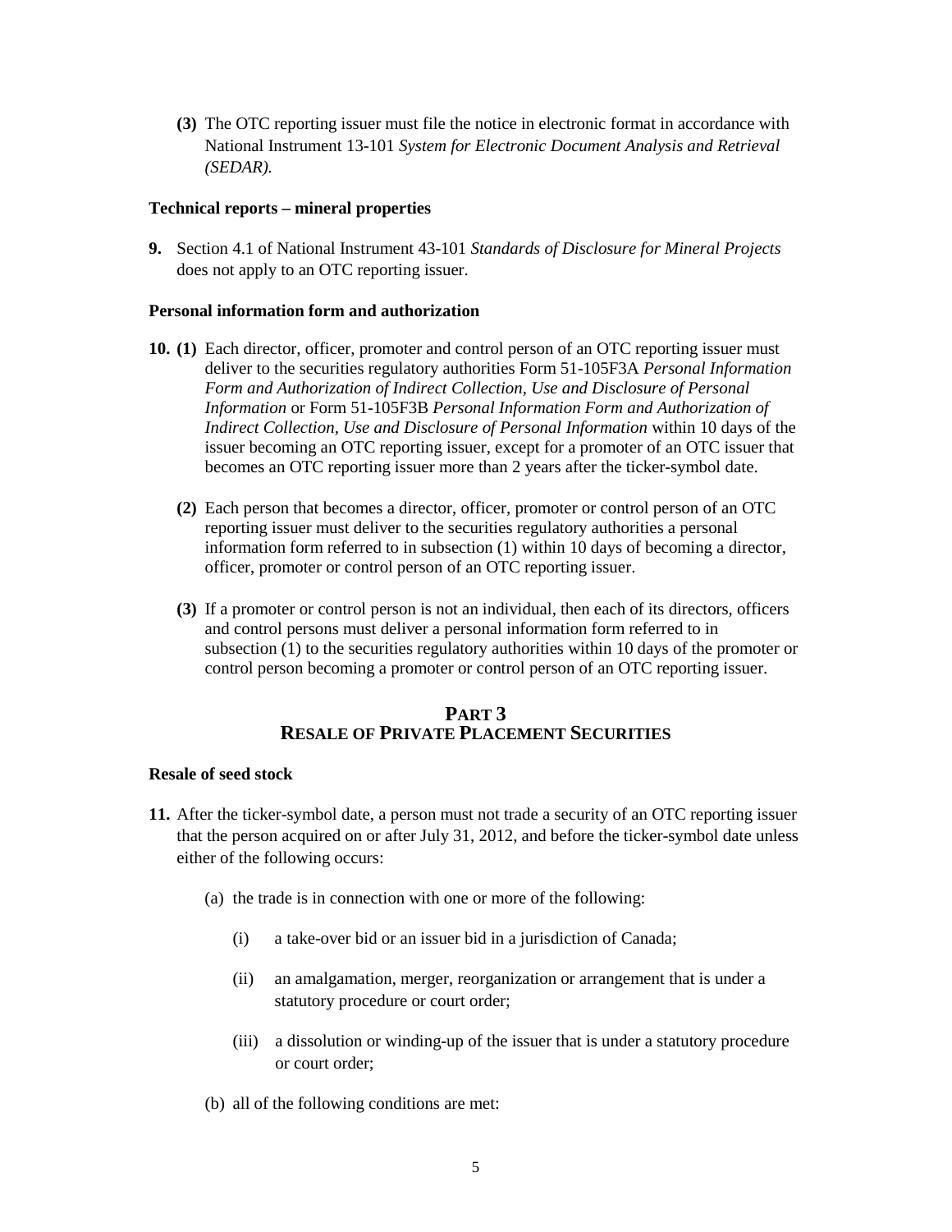**(3)** The OTC reporting issuer must file the notice in electronic format in accordance with National Instrument 13-101 *System for Electronic Document Analysis and Retrieval (SEDAR).*

**Technical reports – mineral properties**

**9.** Section 4.1 of National Instrument 43-101 *Standards of Disclosure for Mineral Projects* does not apply to an OTC reporting issuer.

**Personal information form and authorization**

**10. (1)** Each director, officer, promoter and control person of an OTC reporting issuer must deliver to the securities regulatory authorities Form 51-105F3A *Personal Information Form and Authorization of Indirect Collection, Use and Disclosure of Personal Information* or Form 51-105F3B *Personal Information Form and Authorization of Indirect Collection, Use and Disclosure of Personal Information* within 10 days of the issuer becoming an OTC reporting issuer, except for a promoter of an OTC issuer that becomes an OTC reporting issuer more than 2 years after the ticker-symbol date.

**(2)** Each person that becomes a director, officer, promoter or control person of an OTC reporting issuer must deliver to the securities regulatory authorities a personal information form referred to in subsection (1) within 10 days of becoming a director, officer, promoter or control person of an OTC reporting issuer.

**(3)** If a promoter or control person is not an individual, then each of its directors, officers and control persons must deliver a personal information form referred to in subsection (1) to the securities regulatory authorities within 10 days of the promoter or control person becoming a promoter or control person of an OTC reporting issuer.

## PART 3
## RESALE OF PRIVATE PLACEMENT SECURITIES

**Resale of seed stock**

**11.** After the ticker-symbol date, a person must not trade a security of an OTC reporting issuer that the person acquired on or after July 31, 2012, and before the ticker-symbol date unless either of the following occurs:

(a) the trade is in connection with one or more of the following:

(i) a take-over bid or an issuer bid in a jurisdiction of Canada;

(ii) an amalgamation, merger, reorganization or arrangement that is under a statutory procedure or court order;

(iii) a dissolution or winding-up of the issuer that is under a statutory procedure or court order;

(b) all of the following conditions are met: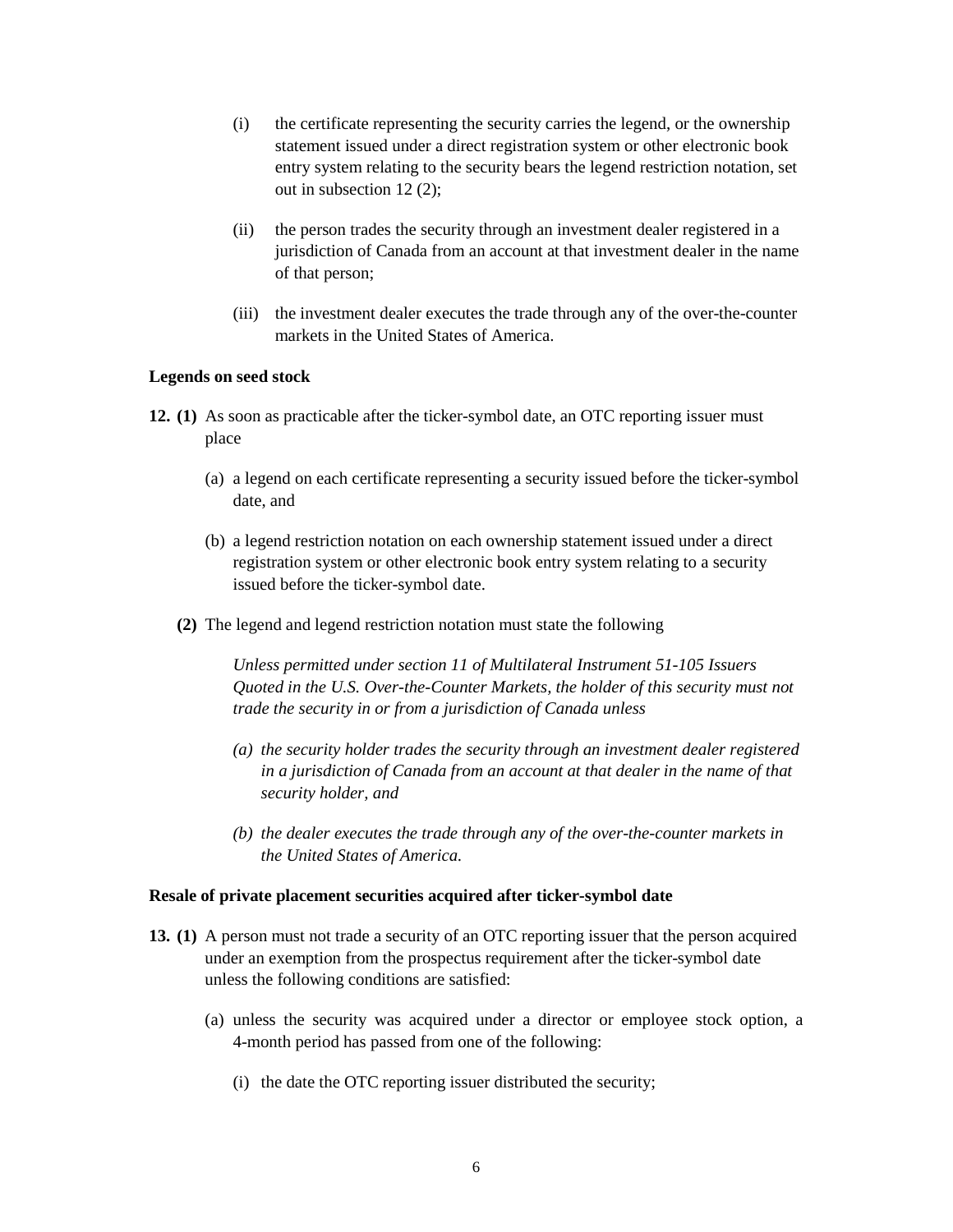(i) the certificate representing the security carries the legend, or the ownership statement issued under a direct registration system or other electronic book entry system relating to the security bears the legend restriction notation, set out in subsection 12 (2);

(ii) the person trades the security through an investment dealer registered in a jurisdiction of Canada from an account at that investment dealer in the name of that person;

(iii) the investment dealer executes the trade through any of the over-the-counter markets in the United States of America.

**Legends on seed stock**

**12. (1)** As soon as practicable after the ticker-symbol date, an OTC reporting issuer must place

(a) a legend on each certificate representing a security issued before the ticker-symbol date, and

(b) a legend restriction notation on each ownership statement issued under a direct registration system or other electronic book entry system relating to a security issued before the ticker-symbol date.

**(2)** The legend and legend restriction notation must state the following

*Unless permitted under section 11 of Multilateral Instrument 51-105 Issuers Quoted in the U.S. Over-the-Counter Markets, the holder of this security must not trade the security in or from a jurisdiction of Canada unless*

*(a) the security holder trades the security through an investment dealer registered in a jurisdiction of Canada from an account at that dealer in the name of that security holder, and*

*(b) the dealer executes the trade through any of the over-the-counter markets in the United States of America.*

**Resale of private placement securities acquired after ticker-symbol date**

**13. (1)** A person must not trade a security of an OTC reporting issuer that the person acquired under an exemption from the prospectus requirement after the ticker-symbol date unless the following conditions are satisfied:

(a) unless the security was acquired under a director or employee stock option, a 4-month period has passed from one of the following:

(i) the date the OTC reporting issuer distributed the security;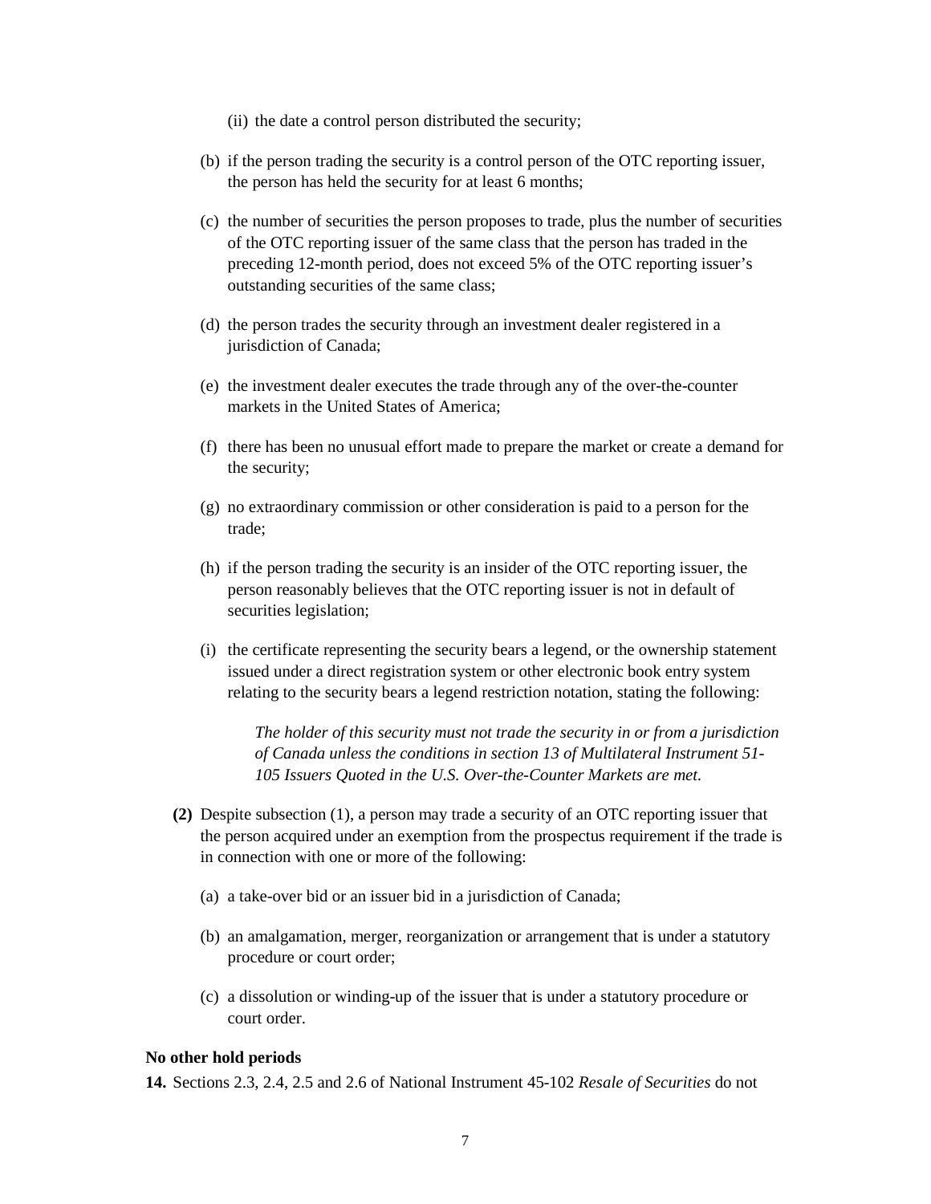(ii) the date a control person distributed the security;

(b) if the person trading the security is a control person of the OTC reporting issuer, the person has held the security for at least 6 months;

(c) the number of securities the person proposes to trade, plus the number of securities of the OTC reporting issuer of the same class that the person has traded in the preceding 12-month period, does not exceed 5% of the OTC reporting issuer's outstanding securities of the same class;

(d) the person trades the security through an investment dealer registered in a jurisdiction of Canada;

(e) the investment dealer executes the trade through any of the over-the-counter markets in the United States of America;

(f) there has been no unusual effort made to prepare the market or create a demand for the security;

(g) no extraordinary commission or other consideration is paid to a person for the trade;

(h) if the person trading the security is an insider of the OTC reporting issuer, the person reasonably believes that the OTC reporting issuer is not in default of securities legislation;

(i) the certificate representing the security bears a legend, or the ownership statement issued under a direct registration system or other electronic book entry system relating to the security bears a legend restriction notation, stating the following:

> *The holder of this security must not trade the security in or from a jurisdiction of Canada unless the conditions in section 13 of Multilateral Instrument 51-105 Issuers Quoted in the U.S. Over-the-Counter Markets are met.*

**(2)** Despite subsection (1), a person may trade a security of an OTC reporting issuer that the person acquired under an exemption from the prospectus requirement if the trade is in connection with one or more of the following:

(a) a take-over bid or an issuer bid in a jurisdiction of Canada;

(b) an amalgamation, merger, reorganization or arrangement that is under a statutory procedure or court order;

(c) a dissolution or winding-up of the issuer that is under a statutory procedure or court order.

**No other hold periods**

**14.** Sections 2.3, 2.4, 2.5 and 2.6 of National Instrument 45-102 *Resale of Securities* do not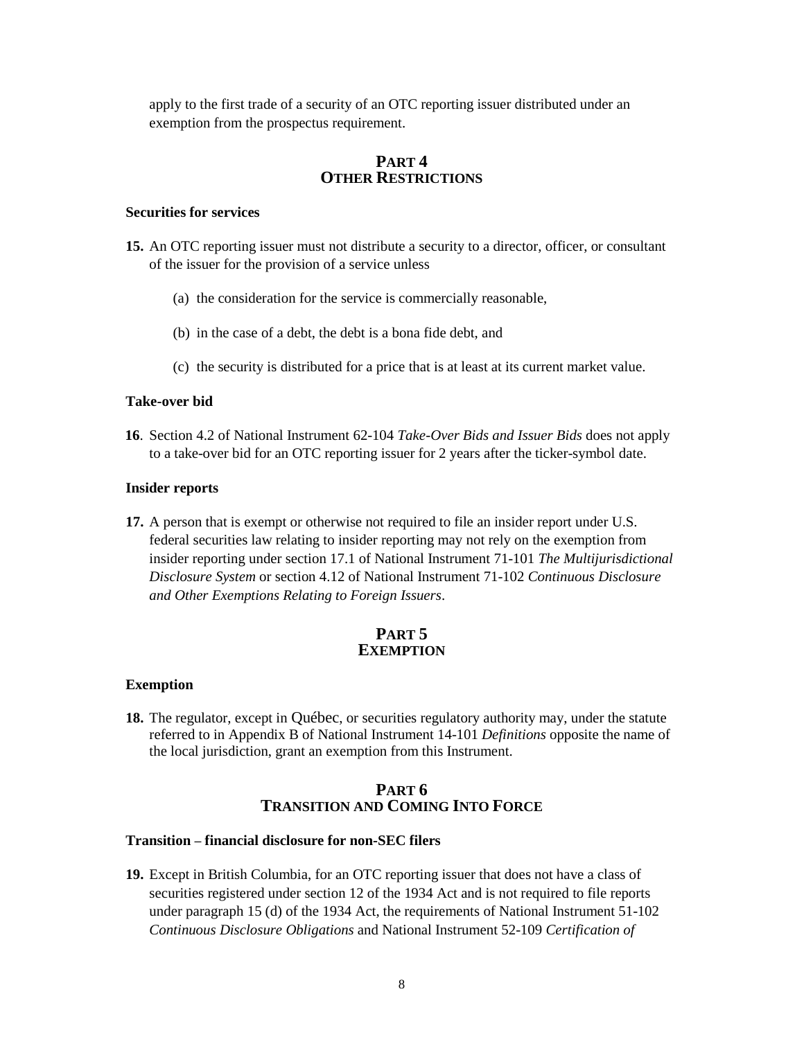apply to the first trade of a security of an OTC reporting issuer distributed under an exemption from the prospectus requirement.

## PART 4
## OTHER RESTRICTIONS

**Securities for services**

**15.** An OTC reporting issuer must not distribute a security to a director, officer, or consultant of the issuer for the provision of a service unless

(a) the consideration for the service is commercially reasonable,

(b) in the case of a debt, the debt is a bona fide debt, and

(c) the security is distributed for a price that is at least at its current market value.

**Take-over bid**

**16**. Section 4.2 of National Instrument 62-104 *Take-Over Bids and Issuer Bids* does not apply to a take-over bid for an OTC reporting issuer for 2 years after the ticker-symbol date.

**Insider reports**

**17.** A person that is exempt or otherwise not required to file an insider report under U.S. federal securities law relating to insider reporting may not rely on the exemption from insider reporting under section 17.1 of National Instrument 71-101 *The Multijurisdictional Disclosure System* or section 4.12 of National Instrument 71-102 *Continuous Disclosure and Other Exemptions Relating to Foreign Issuers*.

## PART 5
## EXEMPTION

**Exemption**

**18.** The regulator, except in Québec, or securities regulatory authority may, under the statute referred to in Appendix B of National Instrument 14-101 *Definitions* opposite the name of the local jurisdiction, grant an exemption from this Instrument.

## PART 6
## TRANSITION AND COMING INTO FORCE

**Transition – financial disclosure for non-SEC filers**

**19.** Except in British Columbia, for an OTC reporting issuer that does not have a class of securities registered under section 12 of the 1934 Act and is not required to file reports under paragraph 15 (d) of the 1934 Act, the requirements of National Instrument 51-102 *Continuous Disclosure Obligations* and National Instrument 52-109 *Certification of*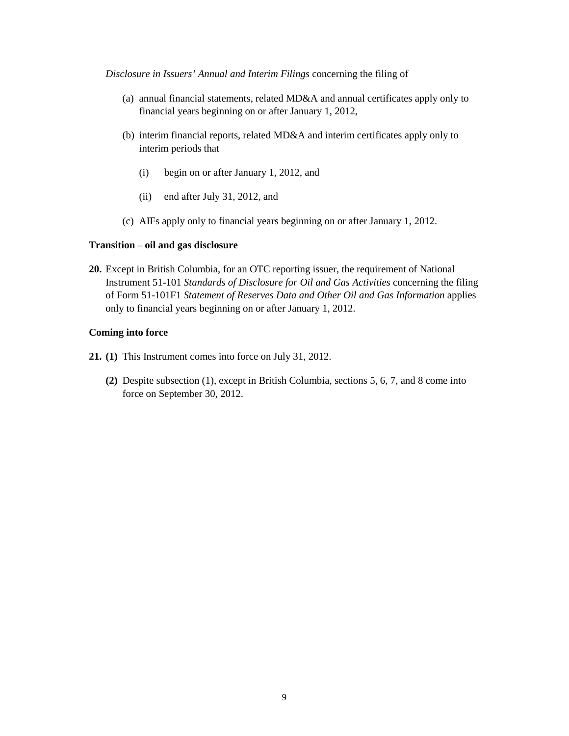*Disclosure in Issuers' Annual and Interim Filings* concerning the filing of

(a) annual financial statements, related MD&A and annual certificates apply only to financial years beginning on or after January 1, 2012,

(b) interim financial reports, related MD&A and interim certificates apply only to interim periods that

(i) begin on or after January 1, 2012, and

(ii) end after July 31, 2012, and

(c) AIFs apply only to financial years beginning on or after January 1, 2012.

**Transition – oil and gas disclosure**

**20.** Except in British Columbia, for an OTC reporting issuer, the requirement of National Instrument 51-101 *Standards of Disclosure for Oil and Gas Activities* concerning the filing of Form 51-101F1 *Statement of Reserves Data and Other Oil and Gas Information* applies only to financial years beginning on or after January 1, 2012.

**Coming into force**

**21. (1)** This Instrument comes into force on July 31, 2012.

**(2)** Despite subsection (1), except in British Columbia, sections 5, 6, 7, and 8 come into force on September 30, 2012.